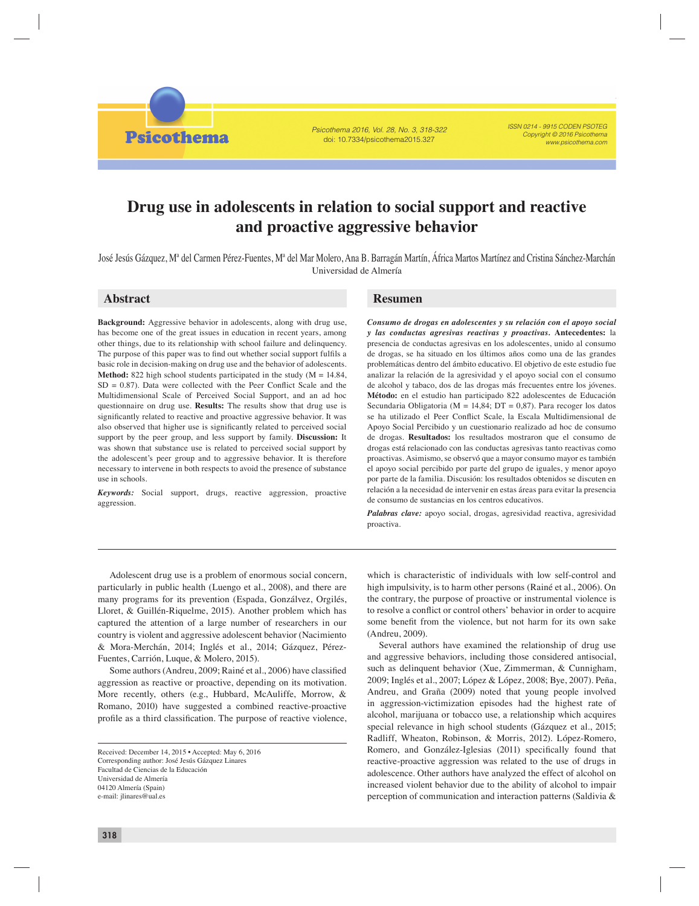# Drug use in adolescents in relation to social support and reactive and proactive aggressive behavior

José Jesús Gázquez, Mª del Carmen Pérez-Fuentes, Mª del Mar Molero, Ana B. Barragán Martín, África Martos Martínez and Cristina Sánchez-Marchán

Universidad de Almería

## Abstract

**Background:** Aggressive behavior in adolescents, along with drug use, has become one of the great issues in education in recent years, among other things, due to its relationship with school failure and delinquency. The purpose of this paper was to find out whether social support fulfils a basic role in decision-making on drug use and the behavior of adolescents. **Method:** 822 high school students participated in the study (M = 14.84, SD = 0.87). Data were collected with the Peer Conflict Scale and the Multidimensional Scale of Perceived Social Support, and an ad hoc questionnaire on drug use. **Results:** The results show that drug use is significantly related to reactive and proactive aggressive behavior. It was also observed that higher use is significantly related to perceived social support by the peer group, and less support by family. **Discussion:** It was shown that substance use is related to perceived social support by the adolescent's peer group and to aggressive behavior. It is therefore necessary to intervene in both respects to avoid the presence of substance use in schools.

***Keywords:*** Social support, drugs, reactive aggression, proactive aggression.

## Resumen

***Consumo de drogas en adolescentes y su relación con el apoyo social y las conductas agresivas reactivas y proactivas.*** **Antecedentes:** la presencia de conductas agresivas en los adolescentes, unido al consumo de drogas, se ha situado en los últimos años como una de las grandes problemáticas dentro del ámbito educativo. El objetivo de este estudio fue analizar la relación de la agresividad y el apoyo social con el consumo de alcohol y tabaco, dos de las drogas más frecuentes entre los jóvenes. **Método:** en el estudio han participado 822 adolescentes de Educación Secundaria Obligatoria (M = 14,84; DT = 0,87). Para recoger los datos se ha utilizado el Peer Conflict Scale, la Escala Multidimensional de Apoyo Social Percibido y un cuestionario realizado ad hoc de consumo de drogas. **Resultados:** los resultados mostraron que el consumo de drogas está relacionado con las conductas agresivas tanto reactivas como proactivas. Asimismo, se observó que a mayor consumo mayor es también el apoyo social percibido por parte del grupo de iguales, y menor apoyo por parte de la familia. Discusión: los resultados obtenidos se discuten en relación a la necesidad de intervenir en estas áreas para evitar la presencia de consumo de sustancias en los centros educativos.

***Palabras clave:*** apoyo social, drogas, agresividad reactiva, agresividad proactiva.

---

Adolescent drug use is a problem of enormous social concern, particularly in public health (Luengo et al., 2008), and there are many programs for its prevention (Espada, Gonzálvez, Orgilés, Lloret, & Guillén-Riquelme, 2015). Another problem which has captured the attention of a large number of researchers in our country is violent and aggressive adolescent behavior (Nacimiento & Mora-Merchán, 2014; Inglés et al., 2014; Gázquez, Pérez-Fuentes, Carrión, Luque, & Molero, 2015).

Some authors (Andreu, 2009; Rainé et al., 2006) have classified aggression as reactive or proactive, depending on its motivation. More recently, others (e.g., Hubbard, McAuliffe, Morrow, & Romano, 2010) have suggested a combined reactive-proactive profile as a third classification. The purpose of reactive violence, which is characteristic of individuals with low self-control and high impulsivity, is to harm other persons (Rainé et al., 2006). On the contrary, the purpose of proactive or instrumental violence is to resolve a conflict or control others' behavior in order to acquire some benefit from the violence, but not harm for its own sake (Andreu, 2009).

Several authors have examined the relationship of drug use and aggressive behaviors, including those considered antisocial, such as delinquent behavior (Xue, Zimmerman, & Cunnigham, 2009; Inglés et al., 2007; López & López, 2008; Bye, 2007). Peña, Andreu, and Graña (2009) noted that young people involved in aggression-victimization episodes had the highest rate of alcohol, marijuana or tobacco use, a relationship which acquires special relevance in high school students (Gázquez et al., 2015; Radliff, Wheaton, Robinson, & Morris, 2012). López-Romero, Romero, and González-Iglesias (2011) specifically found that reactive-proactive aggression was related to the use of drugs in adolescence. Other authors have analyzed the effect of alcohol on increased violent behavior due to the ability of alcohol to impair perception of communication and interaction patterns (Saldivia &

---

Received: December 14, 2015 • Accepted: May 6, 2016
Corresponding author: José Jesús Gázquez Linares
Facultad de Ciencias de la Educación
Universidad de Almería
04120 Almería (Spain)
e-mail: jlinares@ual.es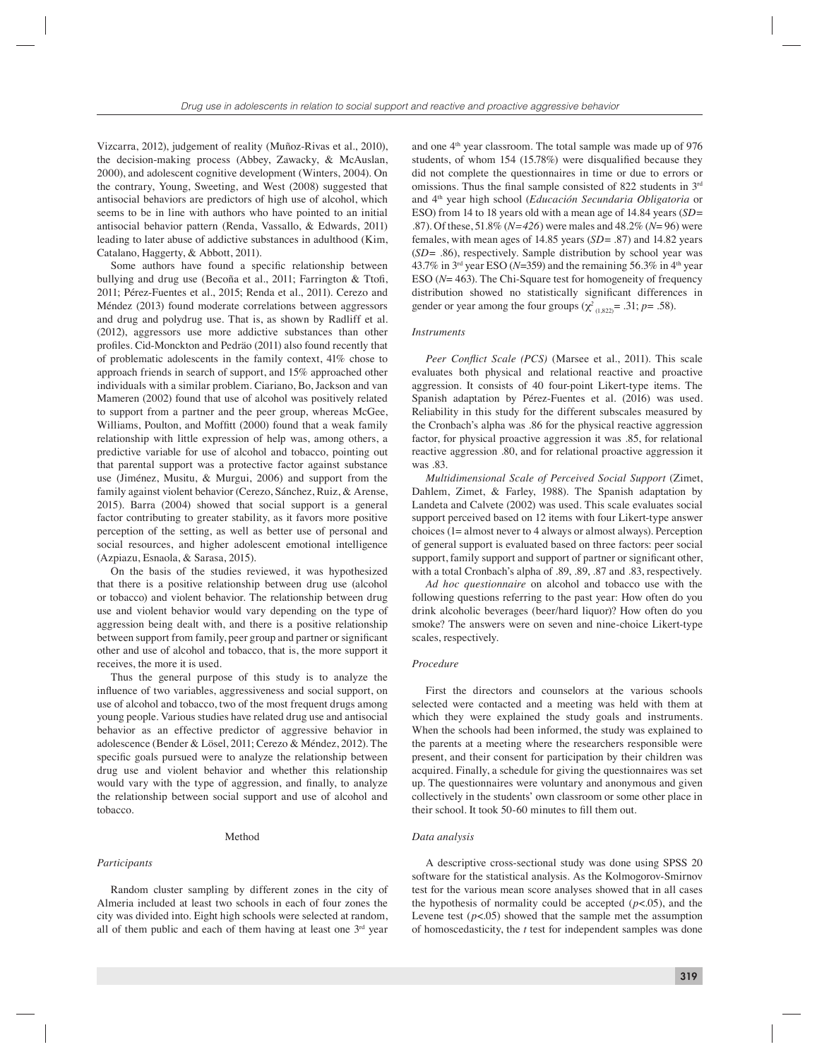Vizcarra, 2012), judgement of reality (Muñoz-Rivas et al., 2010), the decision-making process (Abbey, Zawacky, & McAuslan, 2000), and adolescent cognitive development (Winters, 2004). On the contrary, Young, Sweeting, and West (2008) suggested that antisocial behaviors are predictors of high use of alcohol, which seems to be in line with authors who have pointed to an initial antisocial behavior pattern (Renda, Vassallo, & Edwards, 2011) leading to later abuse of addictive substances in adulthood (Kim, Catalano, Haggerty, & Abbott, 2011).

Some authors have found a specific relationship between bullying and drug use (Becoña et al., 2011; Farrington & Ttofi, 2011; Pérez-Fuentes et al., 2015; Renda et al., 2011). Cerezo and Méndez (2013) found moderate correlations between aggressors and drug and polydrug use. That is, as shown by Radliff et al. (2012), aggressors use more addictive substances than other profiles. Cid-Monckton and Pedräo (2011) also found recently that of problematic adolescents in the family context, 41% chose to approach friends in search of support, and 15% approached other individuals with a similar problem. Ciariano, Bo, Jackson and van Mameren (2002) found that use of alcohol was positively related to support from a partner and the peer group, whereas McGee, Williams, Poulton, and Moffitt (2000) found that a weak family relationship with little expression of help was, among others, a predictive variable for use of alcohol and tobacco, pointing out that parental support was a protective factor against substance use (Jiménez, Musitu, & Murgui, 2006) and support from the family against violent behavior (Cerezo, Sánchez, Ruiz, & Arense, 2015). Barra (2004) showed that social support is a general factor contributing to greater stability, as it favors more positive perception of the setting, as well as better use of personal and social resources, and higher adolescent emotional intelligence (Azpiazu, Esnaola, & Sarasa, 2015).

On the basis of the studies reviewed, it was hypothesized that there is a positive relationship between drug use (alcohol or tobacco) and violent behavior. The relationship between drug use and violent behavior would vary depending on the type of aggression being dealt with, and there is a positive relationship between support from family, peer group and partner or significant other and use of alcohol and tobacco, that is, the more support it receives, the more it is used.

Thus the general purpose of this study is to analyze the influence of two variables, aggressiveness and social support, on use of alcohol and tobacco, two of the most frequent drugs among young people. Various studies have related drug use and antisocial behavior as an effective predictor of aggressive behavior in adolescence (Bender & Lösel, 2011; Cerezo & Méndez, 2012). The specific goals pursued were to analyze the relationship between drug use and violent behavior and whether this relationship would vary with the type of aggression, and finally, to analyze the relationship between social support and use of alcohol and tobacco.

## Method

### *Participants*

Random cluster sampling by different zones in the city of Almeria included at least two schools in each of four zones the city was divided into. Eight high schools were selected at random, all of them public and each of them having at least one 3rd year and one 4th year classroom. The total sample was made up of 976 students, of whom 154 (15.78%) were disqualified because they did not complete the questionnaires in time or due to errors or omissions. Thus the final sample consisted of 822 students in 3rd and 4th year high school (*Educación Secundaria Obligatoria* or ESO) from 14 to 18 years old with a mean age of 14.84 years (*SD*= .87). Of these, 51.8% (*N=426*) were males and 48.2% (*N*= 96) were females, with mean ages of 14.85 years (*SD*= .87) and 14.82 years (*SD*= .86), respectively. Sample distribution by school year was 43.7% in 3rd year ESO (*N*=359) and the remaining 56.3% in 4th year ESO (*N*= 463). The Chi-Square test for homogeneity of frequency distribution showed no statistically significant differences in gender or year among the four groups ($\chi^2_{(1,822)}$= .31; *p*= .58).

### *Instruments*

*Peer Conflict Scale (PCS)* (Marsee et al., 2011). This scale evaluates both physical and relational reactive and proactive aggression. It consists of 40 four-point Likert-type items. The Spanish adaptation by Pérez-Fuentes et al. (2016) was used. Reliability in this study for the different subscales measured by the Cronbach's alpha was .86 for the physical reactive aggression factor, for physical proactive aggression it was .85, for relational reactive aggression .80, and for relational proactive aggression it was .83.

*Multidimensional Scale of Perceived Social Support* (Zimet, Dahlem, Zimet, & Farley, 1988). The Spanish adaptation by Landeta and Calvete (2002) was used. This scale evaluates social support perceived based on 12 items with four Likert-type answer choices (1= almost never to 4 always or almost always). Perception of general support is evaluated based on three factors: peer social support, family support and support of partner or significant other, with a total Cronbach's alpha of .89, .89, .87 and .83, respectively.

*Ad hoc questionnaire* on alcohol and tobacco use with the following questions referring to the past year: How often do you drink alcoholic beverages (beer/hard liquor)? How often do you smoke? The answers were on seven and nine-choice Likert-type scales, respectively.

### *Procedure*

First the directors and counselors at the various schools selected were contacted and a meeting was held with them at which they were explained the study goals and instruments. When the schools had been informed, the study was explained to the parents at a meeting where the researchers responsible were present, and their consent for participation by their children was acquired. Finally, a schedule for giving the questionnaires was set up. The questionnaires were voluntary and anonymous and given collectively in the students' own classroom or some other place in their school. It took 50-60 minutes to fill them out.

### *Data analysis*

A descriptive cross-sectional study was done using SPSS 20 software for the statistical analysis. As the Kolmogorov-Smirnov test for the various mean score analyses showed that in all cases the hypothesis of normality could be accepted (*p*<.05), and the Levene test (*p*<.05) showed that the sample met the assumption of homoscedasticity, the *t* test for independent samples was done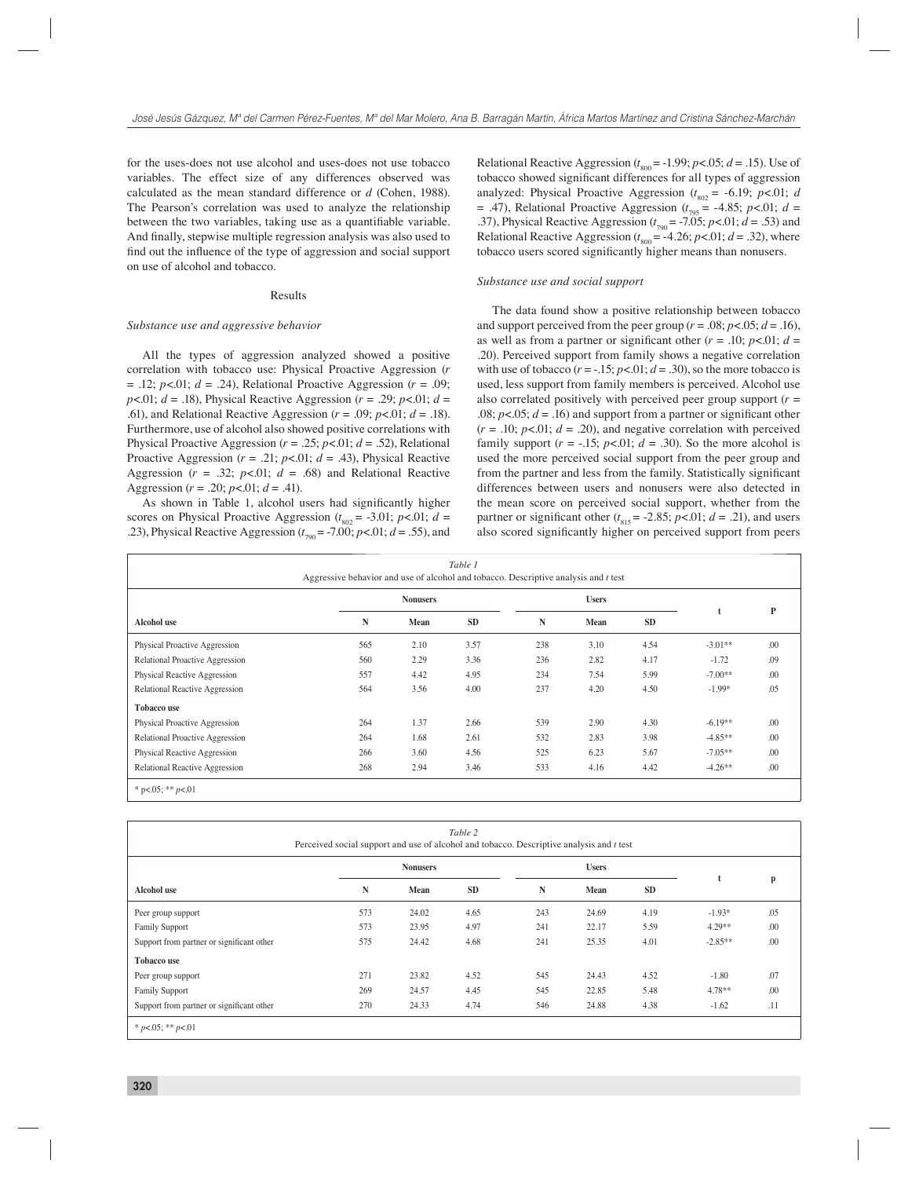for the uses-does not use alcohol and uses-does not use tobacco variables. The effect size of any differences observed was calculated as the mean standard difference or *d* (Cohen, 1988). The Pearson's correlation was used to analyze the relationship between the two variables, taking use as a quantifiable variable. And finally, stepwise multiple regression analysis was also used to find out the influence of the type of aggression and social support on use of alcohol and tobacco.

## Results

### *Substance use and aggressive behavior*

All the types of aggression analyzed showed a positive correlation with tobacco use: Physical Proactive Aggression ($r = .12$; $p<.01$; $d = .24$), Relational Proactive Aggression ($r = .09$; $p<.01$; $d = .18$), Physical Reactive Aggression ($r = .29$; $p<.01$; $d = .61$), and Relational Reactive Aggression ($r = .09$; $p<.01$; $d = .18$). Furthermore, use of alcohol also showed positive correlations with Physical Proactive Aggression ($r = .25$; $p<.01$; $d = .52$), Relational Proactive Aggression ($r = .21$; $p<.01$; $d = .43$), Physical Reactive Aggression ($r = .32$; $p<.01$; $d = .68$) and Relational Reactive Aggression ($r = .20$; $p<.01$; $d = .41$).

As shown in Table 1, alcohol users had significantly higher scores on Physical Proactive Aggression ($t_{802} = -3.01$; $p<.01$; $d = .23$), Physical Reactive Aggression ($t_{790} = -7.00$; $p<.01$; $d = .55$), and Relational Reactive Aggression ($t_{800} = -1.99$; $p<.05$; $d = .15$). Use of tobacco showed significant differences for all types of aggression analyzed: Physical Proactive Aggression ($t_{802} = -6.19$; $p<.01$; $d = .47$), Relational Proactive Aggression ($t_{795} = -4.85$; $p<.01$; $d = .37$), Physical Reactive Aggression ($t_{790} = -7.05$; $p<.01$; $d = .53$) and Relational Reactive Aggression ($t_{800} = -4.26$; $p<.01$; $d = .32$), where tobacco users scored significantly higher means than nonusers.

### *Substance use and social support*

The data found show a positive relationship between tobacco and support perceived from the peer group ($r = .08$; $p<.05$; $d = .16$), as well as from a partner or significant other ($r = .10$; $p<.01$; $d = .20$). Perceived support from family shows a negative correlation with use of tobacco ($r = -.15$; $p<.01$; $d = .30$), so the more tobacco is used, less support from family members is perceived. Alcohol use also correlated positively with perceived peer group support ($r = .08$; $p<.05$; $d = .16$) and support from a partner or significant other ($r = .10$; $p<.01$; $d = .20$), and negative correlation with perceived family support ($r = -.15$; $p<.01$; $d = .30$). So the more alcohol is used the more perceived social support from the peer group and from the partner and less from the family. Statistically significant differences between users and nonusers were also detected in the mean score on perceived social support, whether from the partner or significant other ($t_{815} = -2.85$; $p<.01$; $d = .21$), and users also scored significantly higher on perceived support from peers

*Table 1*
Aggressive behavior and use of alcohol and tobacco. Descriptive analysis and *t* test

| | Nonusers | | | Users | | | t | P |
|---|---|---|---|---|---|---|---|---|
| **Alcohol use** | N | Mean | SD | N | Mean | SD | | |
| Physical Proactive Aggression | 565 | 2.10 | 3.57 | 238 | 3.10 | 4.54 | -3.01** | .00 |
| Relational Proactive Aggression | 560 | 2.29 | 3.36 | 236 | 2.82 | 4.17 | -1.72 | .09 |
| Physical Reactive Aggression | 557 | 4.42 | 4.95 | 234 | 7.54 | 5.99 | -7.00** | .00 |
| Relational Reactive Aggression | 564 | 3.56 | 4.00 | 237 | 4.20 | 4.50 | -1.99* | .05 |
| **Tobacco use** | | | | | | | | |
| Physical Proactive Aggression | 264 | 1.37 | 2.66 | 539 | 2.90 | 4.30 | -6.19** | .00 |
| Relational Proactive Aggression | 264 | 1.68 | 2.61 | 532 | 2.83 | 3.98 | -4.85** | .00 |
| Physical Reactive Aggression | 266 | 3.60 | 4.56 | 525 | 6.23 | 5.67 | -7.05** | .00 |
| Relational Reactive Aggression | 268 | 2.94 | 3.46 | 533 | 4.16 | 4.42 | -4.26** | .00 |

* p<.05; ** *p*<.01

*Table 2*
Perceived social support and use of alcohol and tobacco. Descriptive analysis and *t* test

| | Nonusers | | | Users | | | t | p |
|---|---|---|---|---|---|---|---|---|
| **Alcohol use** | N | Mean | SD | N | Mean | SD | | |
| Peer group support | 573 | 24.02 | 4.65 | 243 | 24.69 | 4.19 | -1.93* | .05 |
| Family Support | 573 | 23.95 | 4.97 | 241 | 22.17 | 5.59 | 4.29** | .00 |
| Support from partner or significant other | 575 | 24.42 | 4.68 | 241 | 25.35 | 4.01 | -2.85** | .00 |
| **Tobacco use** | | | | | | | | |
| Peer group support | 271 | 23.82 | 4.52 | 545 | 24.43 | 4.52 | -1.80 | .07 |
| Family Support | 269 | 24.57 | 4.45 | 545 | 22.85 | 5.48 | 4.78** | .00 |
| Support from partner or significant other | 270 | 24.33 | 4.74 | 546 | 24.88 | 4.38 | -1.62 | .11 |

* *p*<.05; ** *p*<.01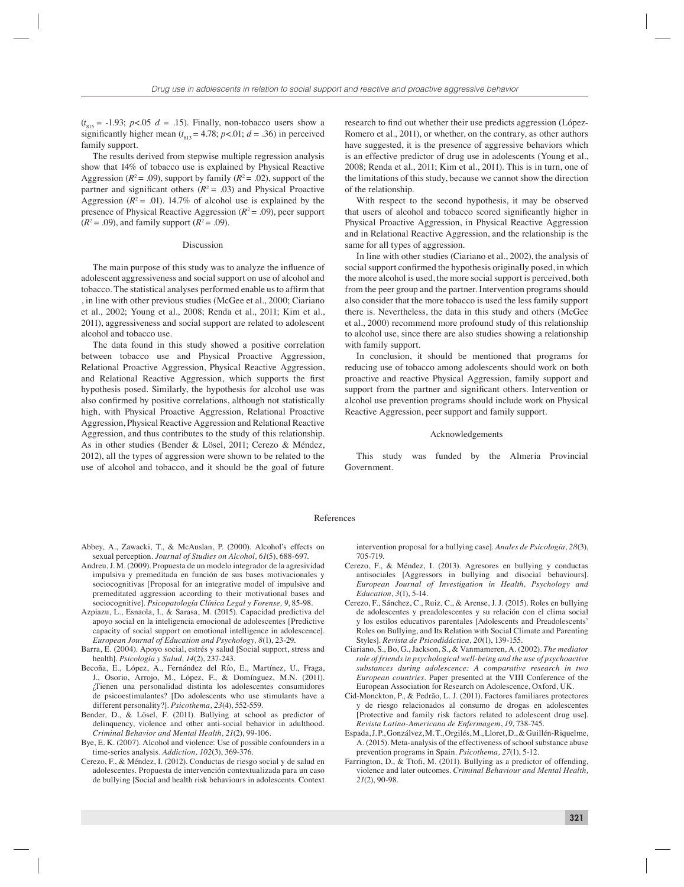($t_{815}$ = -1.93; $p$<.05 $d$ = .15). Finally, non-tobacco users show a significantly higher mean ($t_{813}$ = 4.78; $p$<.01; $d$ = .36) in perceived family support.

The results derived from stepwise multiple regression analysis show that 14% of tobacco use is explained by Physical Reactive Aggression ($R^2$ = .09), support by family ($R^2$ = .02), support of the partner and significant others ($R^2$ = .03) and Physical Proactive Aggression ($R^2$ = .01). 14.7% of alcohol use is explained by the presence of Physical Reactive Aggression ($R^2$ = .09), peer support ($R^2$ = .09), and family support ($R^2$ = .09).

## Discussion

The main purpose of this study was to analyze the influence of adolescent aggressiveness and social support on use of alcohol and tobacco. The statistical analyses performed enable us to affirm that , in line with other previous studies (McGee et al., 2000; Ciariano et al., 2002; Young et al., 2008; Renda et al., 2011; Kim et al., 2011), aggressiveness and social support are related to adolescent alcohol and tobacco use.

The data found in this study showed a positive correlation between tobacco use and Physical Proactive Aggression, Relational Proactive Aggression, Physical Reactive Aggression, and Relational Reactive Aggression, which supports the first hypothesis posed. Similarly, the hypothesis for alcohol use was also confirmed by positive correlations, although not statistically high, with Physical Proactive Aggression, Relational Proactive Aggression, Physical Reactive Aggression and Relational Reactive Aggression, and thus contributes to the study of this relationship. As in other studies (Bender & Lösel, 2011; Cerezo & Méndez, 2012), all the types of aggression were shown to be related to the use of alcohol and tobacco, and it should be the goal of future research to find out whether their use predicts aggression (López-Romero et al., 2011), or whether, on the contrary, as other authors have suggested, it is the presence of aggressive behaviors which is an effective predictor of drug use in adolescents (Young et al., 2008; Renda et al., 2011; Kim et al., 2011). This is in turn, one of the limitations of this study, because we cannot show the direction of the relationship.

With respect to the second hypothesis, it may be observed that users of alcohol and tobacco scored significantly higher in Physical Proactive Aggression, in Physical Reactive Aggression and in Relational Reactive Aggression, and the relationship is the same for all types of aggression.

In line with other studies (Ciariano et al., 2002), the analysis of social support confirmed the hypothesis originally posed, in which the more alcohol is used, the more social support is perceived, both from the peer group and the partner. Intervention programs should also consider that the more tobacco is used the less family support there is. Nevertheless, the data in this study and others (McGee et al., 2000) recommend more profound study of this relationship to alcohol use, since there are also studies showing a relationship with family support.

In conclusion, it should be mentioned that programs for reducing use of tobacco among adolescents should work on both proactive and reactive Physical Aggression, family support and support from the partner and significant others. Intervention or alcohol use prevention programs should include work on Physical Reactive Aggression, peer support and family support.

## Acknowledgements

This study was funded by the Almeria Provincial Government.

## References

Abbey, A., Zawacki, T., & McAuslan, P. (2000). Alcohol's effects on sexual perception. *Journal of Studies on Alcohol, 61*(5), 688-697.

Andreu, J. M. (2009). Propuesta de un modelo integrador de la agresividad impulsiva y premeditada en función de sus bases motivacionales y sociocognitivas [Proposal for an integrative model of impulsive and premeditated aggression according to their motivational bases and sociocognitive]. *Psicopatología Clínica Legal y Forense, 9*, 85-98.

Azpiazu, L., Esnaola, I., & Sarasa, M. (2015). Capacidad predictiva del apoyo social en la inteligencia emocional de adolescentes [Predictive capacity of social support on emotional intelligence in adolescence]. *European Journal of Education and Psychology, 8*(1), 23-29.

Barra, E. (2004). Apoyo social, estrés y salud [Social support, stress and health]. *Psicología y Salud, 14*(2), 237-243.

Becoña, E., López, A., Fernández del Río, E., Martínez, U., Fraga, J., Osorio, Arrojo, M., López, F., & Domínguez, M.N. (2011). ¿Tienen una personalidad distinta los adolescentes consumidores de psicoestimulantes? [Do adolescents who use stimulants have a different personality?]. *Psicothema, 23*(4), 552-559.

Bender, D., & Lösel, F. (2011). Bullying at school as predictor of delinquency, violence and other anti-social behavior in adulthood. *Criminal Behavior and Mental Health, 21*(2), 99-106.

Bye, E. K. (2007). Alcohol and violence: Use of possible confounders in a time-series analysis. *Addiction, 102*(3), 369-376.

Cerezo, F., & Méndez, I. (2012). Conductas de riesgo social y de salud en adolescentes. Propuesta de intervención contextualizada para un caso de bullying [Social and health risk behaviours in adolescents. Context intervention proposal for a bullying case]. *Anales de Psicología, 28*(3), 705-719.

Cerezo, F., & Méndez, I. (2013). Agresores en bullying y conductas antisociales [Aggressors in bullying and disocial behaviours]. *European Journal of Investigation in Health, Psychology and Education*, *3*(1), 5-14.

Cerezo, F., Sánchez, C., Ruiz, C., & Arense, J. J. (2015). Roles en bullying de adolescentes y preadolescentes y su relación con el clima social y los estilos educativos parentales [Adolescents and Preadolescents' Roles on Bullying, and Its Relation with Social Climate and Parenting Styles]. *Revista de Psicodidáctica, 20*(1), 139-155.

Ciariano, S., Bo, G., Jackson, S., & Vanmameren, A. (2002). *The mediator role of friends in psychological well-being and the use of psychoactive substances during adolescence: A comparative research in two European countries*. Paper presented at the VIII Conference of the European Association for Research on Adolescence, Oxford, UK.

Cid-Monckton, P., & Pedrão, L. J. (2011). Factores familiares protectores y de riesgo relacionados al consumo de drogas en adolescentes [Protective and family risk factors related to adolescent drug use]. *Revista Latino-Americana de Enfermagem*, *19*, 738-745.

Espada, J. P., Gonzálvez, M. T., Orgilés, M., Lloret, D., & Guillén-Riquelme, A. (2015). Meta-analysis of the effectiveness of school substance abuse prevention programs in Spain. *Psicothema, 27*(1), 5-12.

Farrington, D., & Ttofi, M. (2011). Bullying as a predictor of offending, violence and later outcomes. *Criminal Behaviour and Mental Health, 21*(2), 90-98.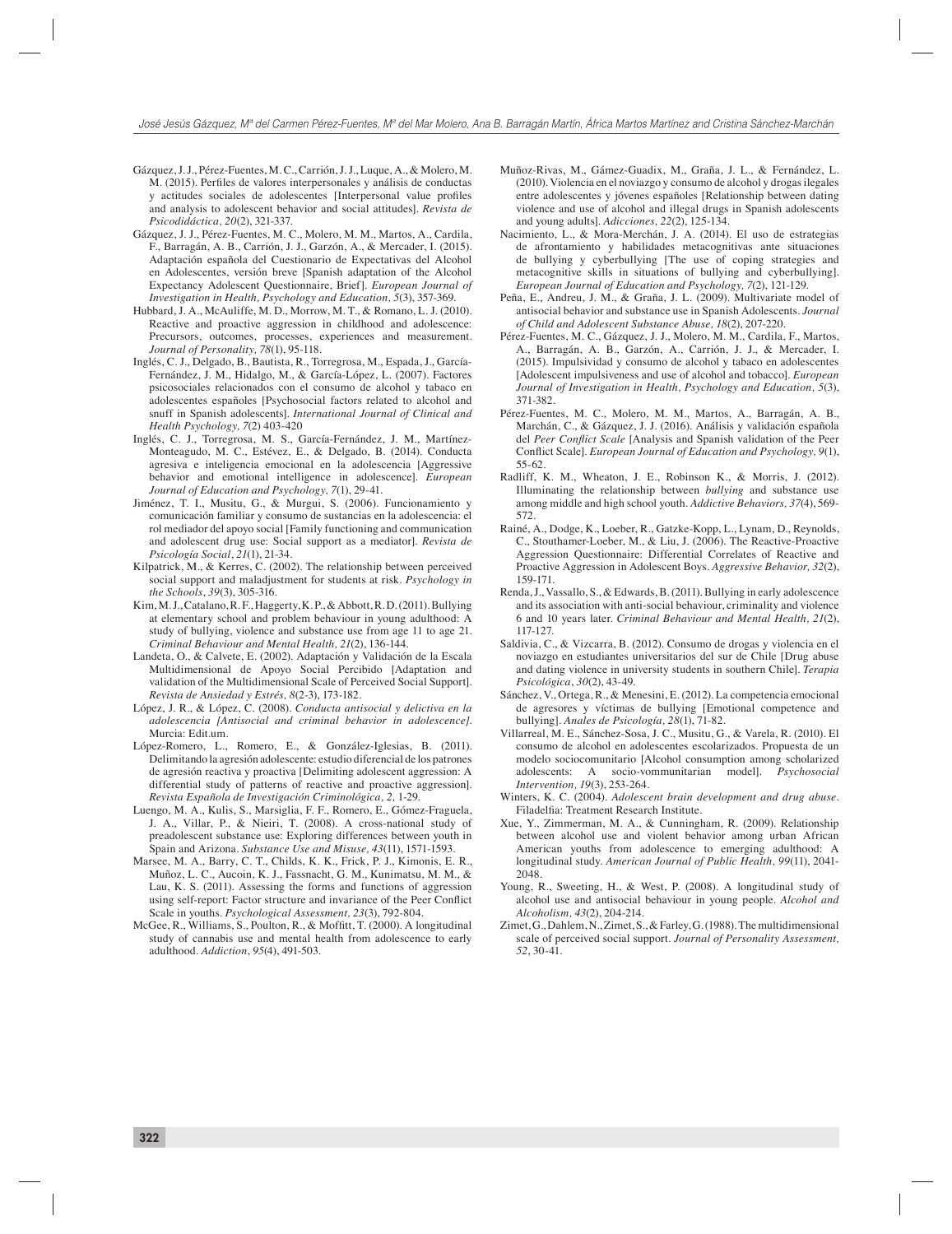Gázquez, J. J., Pérez-Fuentes, M. C., Carrión, J. J., Luque, A., & Molero, M. M. (2015). Perfiles de valores interpersonales y análisis de conductas y actitudes sociales de adolescentes [Interpersonal value profiles and analysis to adolescent behavior and social attitudes]. *Revista de Psicodidáctica, 20*(2), 321-337.

Gázquez, J. J., Pérez-Fuentes, M. C., Molero, M. M., Martos, A., Cardila, F., Barragán, A. B., Carrión, J. J., Garzón, A., & Mercader, I. (2015). Adaptación española del Cuestionario de Expectativas del Alcohol en Adolescentes, versión breve [Spanish adaptation of the Alcohol Expectancy Adolescent Questionnaire, Brief]. *European Journal of Investigation in Health, Psychology and Education, 5*(3), 357-369.

Hubbard, J. A., McAuliffe, M. D., Morrow, M. T., & Romano, L. J. (2010). Reactive and proactive aggression in childhood and adolescence: Precursors, outcomes, processes, experiences and measurement. *Journal of Personality, 78*(1), 95-118.

Inglés, C. J., Delgado, B., Bautista, R., Torregrosa, M., Espada, J., García-Fernández, J. M., Hidalgo, M., & García-López, L. (2007). Factores psicosociales relacionados con el consumo de alcohol y tabaco en adolescentes españoles [Psychosocial factors related to alcohol and snuff in Spanish adolescents]. *International Journal of Clinical and Health Psychology, 7*(2) 403-420

Inglés, C. J., Torregrosa, M. S., García-Fernández, J. M., Martínez-Monteagudo, M. C., Estévez, E., & Delgado, B. (2014). Conducta agresiva e inteligencia emocional en la adolescencia [Aggressive behavior and emotional intelligence in adolescence]. *European Journal of Education and Psychology, 7*(1), 29-41.

Jiménez, T. I., Musitu, G., & Murgui, S. (2006). Funcionamiento y comunicación familiar y consumo de sustancias en la adolescencia: el rol mediador del apoyo social [Family functioning and communication and adolescent drug use: Social support as a mediator]. *Revista de Psicología Social*, *21*(1), 21-34.

Kilpatrick, M., & Kerres, C. (2002). The relationship between perceived social support and maladjustment for students at risk. *Psychology in the Schools*, *39*(3), 305-316.

Kim, M. J., Catalano, R. F., Haggerty, K. P., & Abbott, R. D. (2011). Bullying at elementary school and problem behaviour in young adulthood: A study of bullying, violence and substance use from age 11 to age 21. *Criminal Behaviour and Mental Health, 21*(2), 136-144.

Landeta, O., & Calvete, E. (2002). Adaptación y Validación de la Escala Multidimensional de Apoyo Social Percibido [Adaptation and validation of the Multidimensional Scale of Perceived Social Support]. *Revista de Ansiedad y Estrés, 8*(2-3), 173-182.

López, J. R., & López, C. (2008). *Conducta antisocial y delictiva en la adolescencia [Antisocial and criminal behavior in adolescence]*. Murcia: Edit.um.

López-Romero, L., Romero, E., & González-Iglesias, B. (2011). Delimitando la agresión adolescente: estudio diferencial de los patrones de agresión reactiva y proactiva [Delimiting adolescent aggression: A differential study of patterns of reactive and proactive aggression]. *Revista Española de Investigación Criminológica, 2,* 1-29.

Luengo, M. A., Kulis, S., Marsiglia, F. F., Romero, E., Gómez-Fraguela, J. A., Villar, P., & Nieiri, T. (2008). A cross-national study of preadolescent substance use: Exploring differences between youth in Spain and Arizona. *Substance Use and Misuse, 43*(11), 1571-1593.

Marsee, M. A., Barry, C. T., Childs, K. K., Frick, P. J., Kimonis, E. R., Muñoz, L. C., Aucoin, K. J., Fassnacht, G. M., Kunimatsu, M. M., & Lau, K. S. (2011). Assessing the forms and functions of aggression using self-report: Factor structure and invariance of the Peer Conflict Scale in youths. *Psychological Assessment, 23*(3), 792-804.

McGee, R., Williams, S., Poulton, R., & Moffitt, T. (2000). A longitudinal study of cannabis use and mental health from adolescence to early adulthood. *Addiction*, *95*(4), 491-503.

Muñoz-Rivas, M., Gámez-Guadix, M., Graña, J. L., & Fernández, L. (2010). Violencia en el noviazgo y consumo de alcohol y drogas ilegales entre adolescentes y jóvenes españoles [Relationship between dating violence and use of alcohol and illegal drugs in Spanish adolescents and young adults]. *Adicciones, 22*(2), 125-134.

Nacimiento, L., & Mora-Merchán, J. A. (2014). El uso de estrategias de afrontamiento y habilidades metacognitivas ante situaciones de bullying y cyberbullying [The use of coping strategies and metacognitive skills in situations of bullying and cyberbullying]. *European Journal of Education and Psychology, 7*(2), 121-129.

Peña, E., Andreu, J. M., & Graña, J. L. (2009). Multivariate model of antisocial behavior and substance use in Spanish Adolescents. *Journal of Child and Adolescent Substance Abuse, 18*(2), 207-220.

Pérez-Fuentes, M. C., Gázquez, J. J., Molero, M. M., Cardila, F., Martos, A., Barragán, A. B., Garzón, A., Carrión, J. J., & Mercader, I. (2015). Impulsividad y consumo de alcohol y tabaco en adolescentes [Adolescent impulsiveness and use of alcohol and tobacco]. *European Journal of Investigation in Health, Psychology and Education, 5*(3), 371-382.

Pérez-Fuentes, M. C., Molero, M. M., Martos, A., Barragán, A. B., Marchán, C., & Gázquez, J. J. (2016). Análisis y validación española del *Peer Conflict Scale* [Analysis and Spanish validation of the Peer Conflict Scale]. *European Journal of Education and Psychology, 9*(1), 55-62.

Radliff, K. M., Wheaton, J. E., Robinson K., & Morris, J. (2012). Illuminating the relationship between *bullying* and substance use among middle and high school youth. *Addictive Behaviors, 37*(4), 569-572.

Rainé, A., Dodge, K., Loeber, R., Gatzke-Kopp, L., Lynam, D., Reynolds, C., Stouthamer-Loeber, M., & Liu, J. (2006). The Reactive-Proactive Aggression Questionnaire: Differential Correlates of Reactive and Proactive Aggression in Adolescent Boys. *Aggressive Behavior, 32*(2), 159-171.

Renda, J., Vassallo, S., & Edwards, B. (2011). Bullying in early adolescence and its association with anti-social behaviour, criminality and violence 6 and 10 years later. *Criminal Behaviour and Mental Health, 21*(2), 117-127.

Saldivia, C., & Vizcarra, B. (2012). Consumo de drogas y violencia en el noviazgo en estudiantes universitarios del sur de Chile [Drug abuse and dating violence in university students in southern Chile]. *Terapia Psicológica*, *30*(2), 43-49.

Sánchez, V., Ortega, R., & Menesini, E. (2012). La competencia emocional de agresores y víctimas de bullying [Emotional competence and bullying]. *Anales de Psicología, 28*(1), 71-82.

Villarreal, M. E., Sánchez-Sosa, J. C., Musitu, G., & Varela, R. (2010). El consumo de alcohol en adolescentes escolarizados. Propuesta de un modelo sociocomunitario [Alcohol consumption among scholarized adolescents: A socio-vommunitarian model]. *Psychosocial Intervention, 19*(3), 253-264.

Winters, K. C. (2004). *Adolescent brain development and drug abuse*. Filadelfia: Treatment Research Institute.

Xue, Y., Zimmerman, M. A., & Cunningham, R. (2009). Relationship between alcohol use and violent behavior among urban African American youths from adolescence to emerging adulthood: A longitudinal study. *American Journal of Public Health, 99*(11), 2041-2048.

Young, R., Sweeting, H., & West, P. (2008). A longitudinal study of alcohol use and antisocial behaviour in young people. *Alcohol and Alcoholism, 43*(2), 204-214.

Zimet, G., Dahlem, N., Zimet, S., & Farley, G. (1988). The multidimensional scale of perceived social support. *Journal of Personality Assessment, 52*, 30-41.